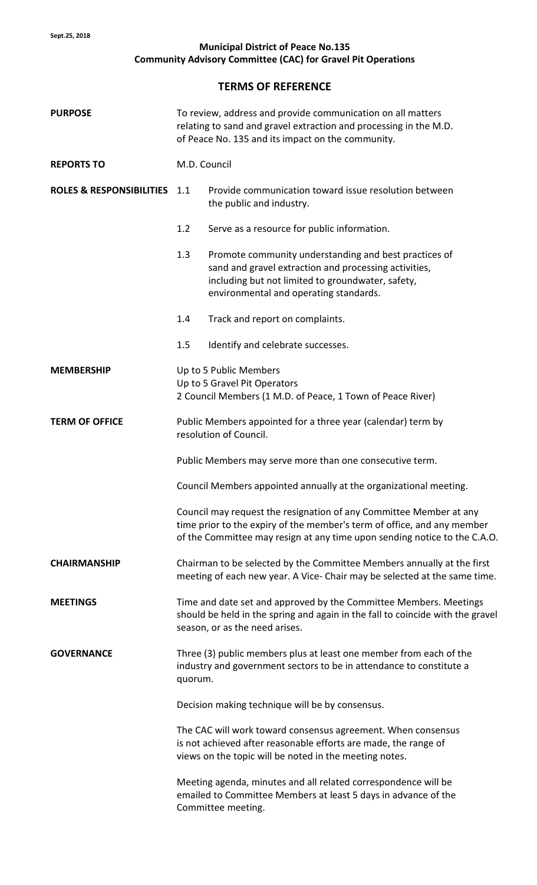Sept.25, 2018

**Municipal District of Peace No.135**
**Community Advisory Committee (CAC) for Gravel Pit Operations**

# TERMS OF REFERENCE

**PURPOSE**

To review, address and provide communication on all matters relating to sand and gravel extraction and processing in the M.D. of Peace No. 135 and its impact on the community.

**REPORTS TO**

M.D. Council

**ROLES & RESPONSIBILITIES**

1.1 Provide communication toward issue resolution between the public and industry.

1.2 Serve as a resource for public information.

1.3 Promote community understanding and best practices of sand and gravel extraction and processing activities, including but not limited to groundwater, safety, environmental and operating standards.

1.4 Track and report on complaints.

1.5 Identify and celebrate successes.

**MEMBERSHIP**

Up to 5 Public Members
Up to 5 Gravel Pit Operators
2 Council Members (1 M.D. of Peace, 1 Town of Peace River)

**TERM OF OFFICE**

Public Members appointed for a three year (calendar) term by resolution of Council.

Public Members may serve more than one consecutive term.

Council Members appointed annually at the organizational meeting.

Council may request the resignation of any Committee Member at any time prior to the expiry of the member's term of office, and any member of the Committee may resign at any time upon sending notice to the C.A.O.

**CHAIRMANSHIP**

Chairman to be selected by the Committee Members annually at the first meeting of each new year. A Vice- Chair may be selected at the same time.

**MEETINGS**

Time and date set and approved by the Committee Members. Meetings should be held in the spring and again in the fall to coincide with the gravel season, or as the need arises.

**GOVERNANCE**

Three (3) public members plus at least one member from each of the industry and government sectors to be in attendance to constitute a quorum.

Decision making technique will be by consensus.

The CAC will work toward consensus agreement. When consensus is not achieved after reasonable efforts are made, the range of views on the topic will be noted in the meeting notes.

Meeting agenda, minutes and all related correspondence will be emailed to Committee Members at least 5 days in advance of the Committee meeting.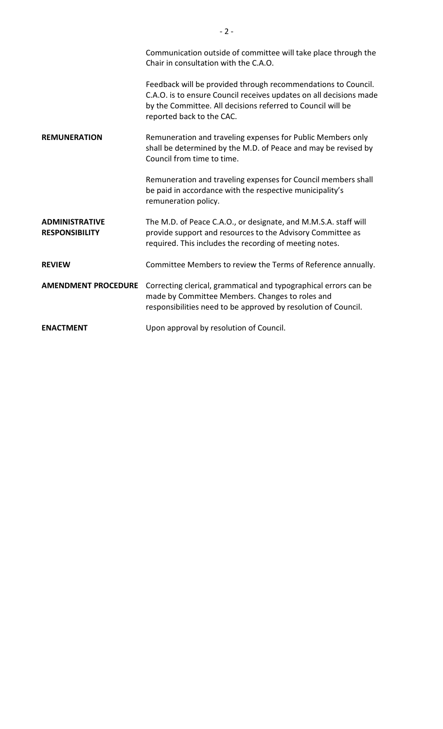Communication outside of committee will take place through the Chair in consultation with the C.A.O.

Feedback will be provided through recommendations to Council. C.A.O. is to ensure Council receives updates on all decisions made by the Committee. All decisions referred to Council will be reported back to the CAC.

**REMUNERATION**

Remuneration and traveling expenses for Public Members only shall be determined by the M.D. of Peace and may be revised by Council from time to time.

Remuneration and traveling expenses for Council members shall be paid in accordance with the respective municipality's remuneration policy.

**ADMINISTRATIVE RESPONSIBILITY**

The M.D. of Peace C.A.O., or designate, and M.M.S.A. staff will provide support and resources to the Advisory Committee as required. This includes the recording of meeting notes.

**REVIEW**

Committee Members to review the Terms of Reference annually.

**AMENDMENT PROCEDURE**

Correcting clerical, grammatical and typographical errors can be made by Committee Members. Changes to roles and responsibilities need to be approved by resolution of Council.

**ENACTMENT**

Upon approval by resolution of Council.